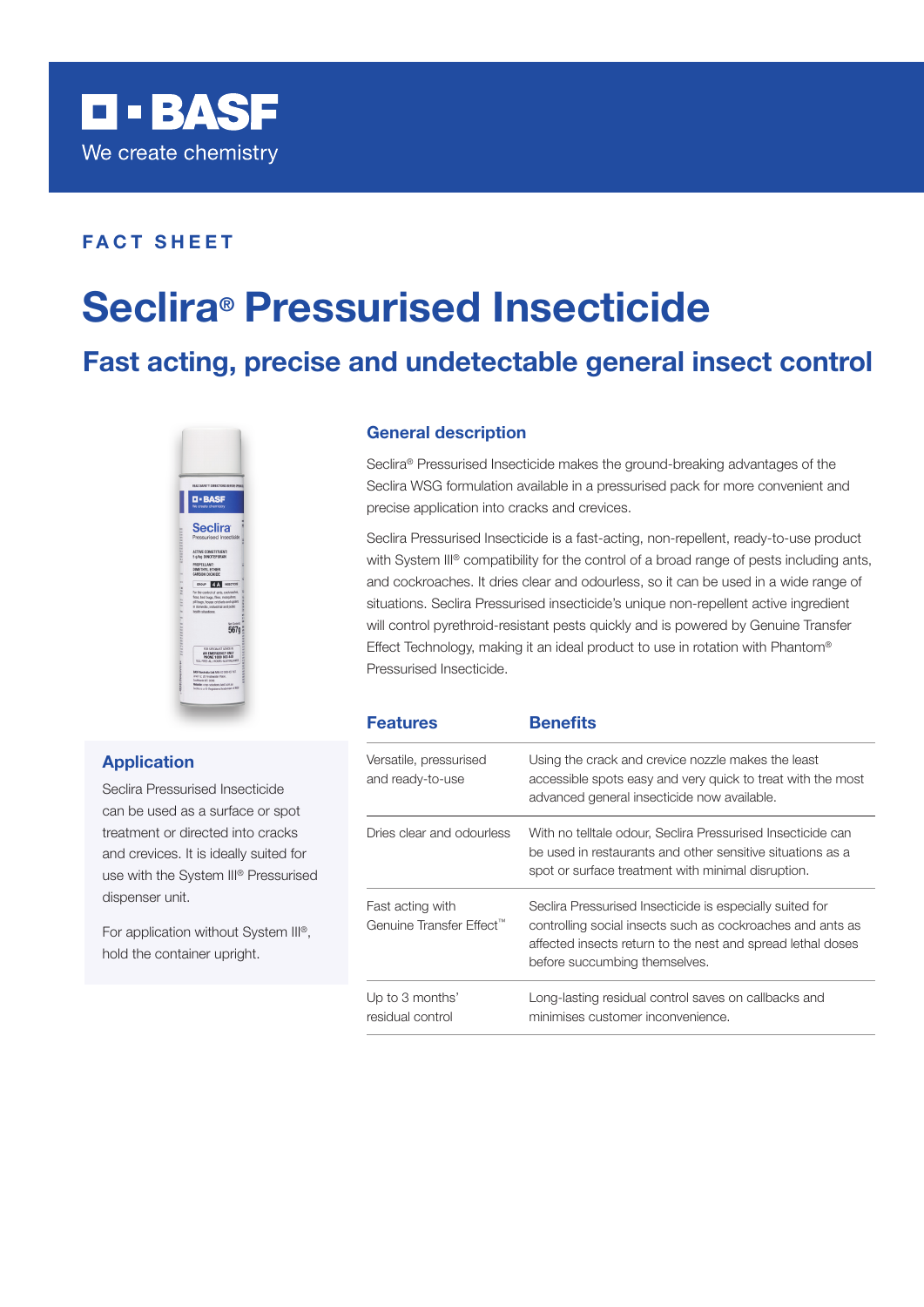BASF
We create chemistry

**FACT SHEET**

# Seclira® Pressurised Insecticide

## Fast acting, precise and undetectable general insect control

### General description

Seclira® Pressurised Insecticide makes the ground-breaking advantages of the Seclira WSG formulation available in a pressurised pack for more convenient and precise application into cracks and crevices.

Seclira Pressurised Insecticide is a fast-acting, non-repellent, ready-to-use product with System III® compatibility for the control of a broad range of pests including ants, and cockroaches. It dries clear and odourless, so it can be used in a wide range of situations. Seclira Pressurised insecticide's unique non-repellent active ingredient will control pyrethroid-resistant pests quickly and is powered by Genuine Transfer Effect Technology, making it an ideal product to use in rotation with Phantom® Pressurised Insecticide.

| Features | Benefits |
|---|---|
| Versatile, pressurised and ready-to-use | Using the crack and crevice nozzle makes the least accessible spots easy and very quick to treat with the most advanced general insecticide now available. |
| Dries clear and odourless | With no telltale odour, Seclira Pressurised Insecticide can be used in restaurants and other sensitive situations as a spot or surface treatment with minimal disruption. |
| Fast acting with Genuine Transfer Effect™ | Seclira Pressurised Insecticide is especially suited for controlling social insects such as cockroaches and ants as affected insects return to the nest and spread lethal doses before succumbing themselves. |
| Up to 3 months' residual control | Long-lasting residual control saves on callbacks and minimises customer inconvenience. |

### Application

Seclira Pressurised Insecticide can be used as a surface or spot treatment or directed into cracks and crevices. It is ideally suited for use with the System III® Pressurised dispenser unit.

For application without System III®, hold the container upright.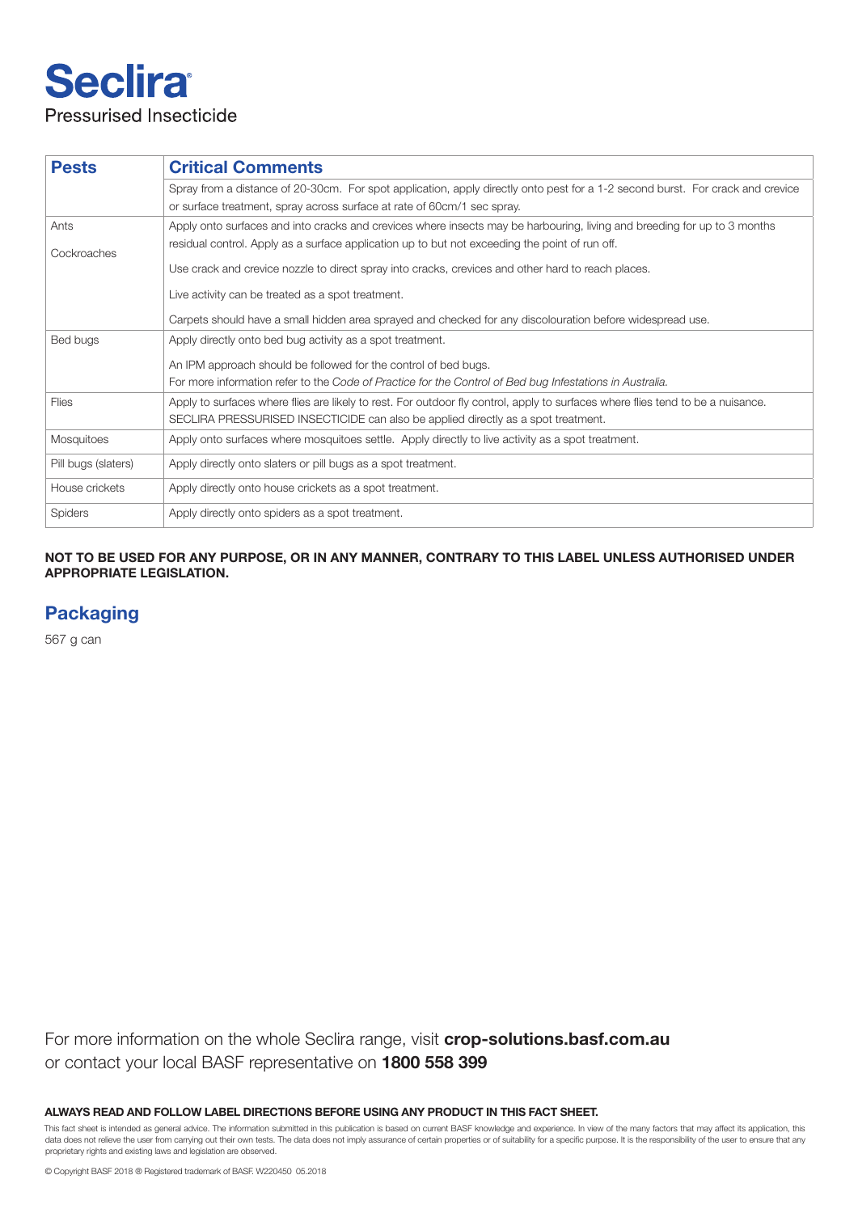# Seclira®

Pressurised Insecticide

| Pests | Critical Comments |
|---|---|
| | Spray from a distance of 20-30cm. For spot application, apply directly onto pest for a 1-2 second burst. For crack and crevice or surface treatment, spray across surface at rate of 60cm/1 sec spray. |
| Ants<br><br>Cockroaches | Apply onto surfaces and into cracks and crevices where insects may be harbouring, living and breeding for up to 3 months residual control. Apply as a surface application up to but not exceeding the point of run off.<br><br>Use crack and crevice nozzle to direct spray into cracks, crevices and other hard to reach places.<br><br>Live activity can be treated as a spot treatment.<br><br>Carpets should have a small hidden area sprayed and checked for any discolouration before widespread use. |
| Bed bugs | Apply directly onto bed bug activity as a spot treatment.<br><br>An IPM approach should be followed for the control of bed bugs.<br>For more information refer to the *Code of Practice for the Control of Bed bug Infestations in Australia.* |
| Flies | Apply to surfaces where flies are likely to rest. For outdoor fly control, apply to surfaces where flies tend to be a nuisance. SECLIRA PRESSURISED INSECTICIDE can also be applied directly as a spot treatment. |
| Mosquitoes | Apply onto surfaces where mosquitoes settle. Apply directly to live activity as a spot treatment. |
| Pill bugs (slaters) | Apply directly onto slaters or pill bugs as a spot treatment. |
| House crickets | Apply directly onto house crickets as a spot treatment. |
| Spiders | Apply directly onto spiders as a spot treatment. |

**NOT TO BE USED FOR ANY PURPOSE, OR IN ANY MANNER, CONTRARY TO THIS LABEL UNLESS AUTHORISED UNDER APPROPRIATE LEGISLATION.**

## Packaging

567 g can

For more information on the whole Seclira range, visit **crop-solutions.basf.com.au** or contact your local BASF representative on **1800 558 399**

**ALWAYS READ AND FOLLOW LABEL DIRECTIONS BEFORE USING ANY PRODUCT IN THIS FACT SHEET.**

This fact sheet is intended as general advice. The information submitted in this publication is based on current BASF knowledge and experience. In view of the many factors that may affect its application, this data does not relieve the user from carrying out their own tests. The data does not imply assurance of certain properties or of suitability for a specific purpose. It is the responsibility of the user to ensure that any proprietary rights and existing laws and legislation are observed.

© Copyright BASF 2018 ® Registered trademark of BASF. W220450 05.2018